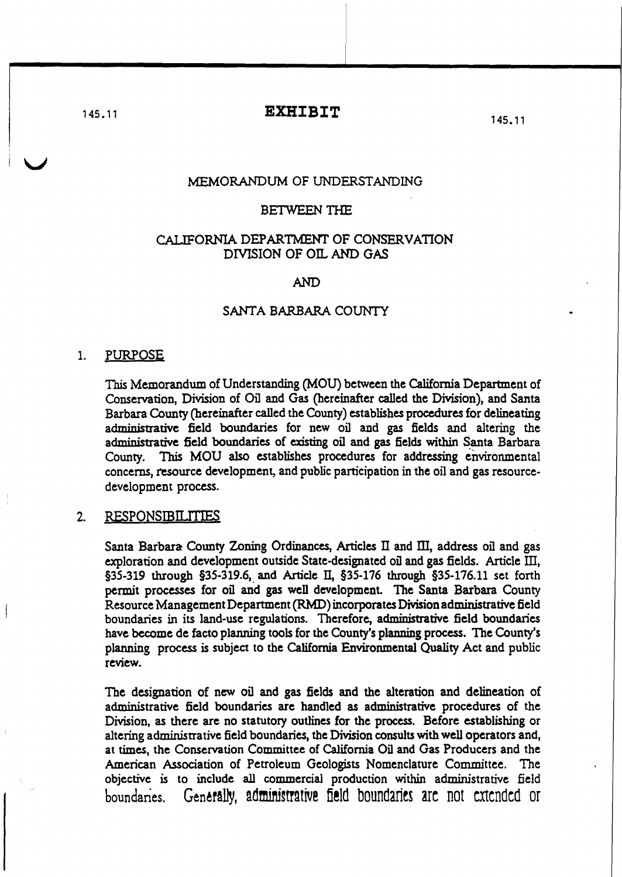145.11 **EXHIBIT** 145.11

# MEMORANDUM OF UNDERSTANDING

## BETWEEN THE

## CALIFORNIA DEPARTMENT OF CONSERVATION DIVISION OF OIL AND GAS

## AND

## SANTA BARBARA COUNTY

1. PURPOSE

   This Memorandum of Understanding (MOU) between the California Department of Conservation, Division of Oil and Gas (hereinafter called the Division), and Santa Barbara County (hereinafter called the County) establishes procedures for delineating administrative field boundaries for new oil and gas fields and altering the administrative field boundaries of existing oil and gas fields within Santa Barbara County. This MOU also establishes procedures for addressing environmental concerns, resource development, and public participation in the oil and gas resource-development process.

2. RESPONSIBILITIES

   Santa Barbara County Zoning Ordinances, Articles II and III, address oil and gas exploration and development outside State-designated oil and gas fields. Article III, §35-319 through §35-319.6, and Article II, §35-176 through §35-176.11 set forth permit processes for oil and gas well development. The Santa Barbara County Resource Management Department (RMD) incorporates Division administrative field boundaries in its land-use regulations. Therefore, administrative field boundaries have become de facto planning tools for the County's planning process. The County's planning process is subject to the California Environmental Quality Act and public review.

   The designation of new oil and gas fields and the alteration and delineation of administrative field boundaries are handled as administrative procedures of the Division, as there are no statutory outlines for the process. Before establishing or altering administrative field boundaries, the Division consults with well operators and, at times, the Conservation Committee of California Oil and Gas Producers and the American Association of Petroleum Geologists Nomenclature Committee. The objective is to include all commercial production within administrative field boundaries. Generally, administrative field boundaries are not extended or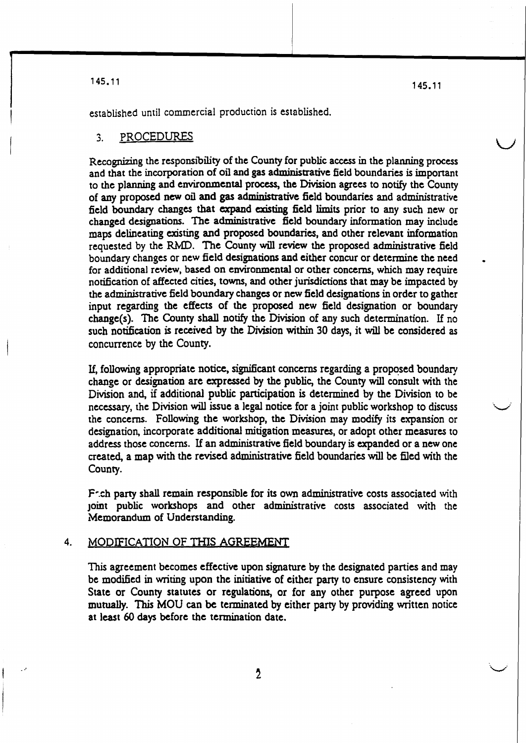established until commercial production is established.

## 3. PROCEDURES

Recognizing the responsibility of the County for public access in the planning process and that the incorporation of oil and gas administrative field boundaries is important to the planning and environmental process, the Division agrees to notify the County of any proposed new oil and gas administrative field boundaries and administrative field boundary changes that expand existing field limits prior to any such new or changed designations. The administrative field boundary information may include maps delineating existing and proposed boundaries, and other relevant information requested by the RMD. The County will review the proposed administrative field boundary changes or new field designations and either concur or determine the need for additional review, based on environmental or other concerns, which may require notification of affected cities, towns, and other jurisdictions that may be impacted by the administrative field boundary changes or new field designations in order to gather input regarding the effects of the proposed new field designation or boundary change(s). The County shall notify the Division of any such determination. If no such notification is received by the Division within 30 days, it will be considered as concurrence by the County.

If, following appropriate notice, significant concerns regarding a proposed boundary change or designation are expressed by the public, the County will consult with the Division and, if additional public participation is determined by the Division to be necessary, the Division will issue a legal notice for a joint public workshop to discuss the concerns. Following the workshop, the Division may modify its expansion or designation, incorporate additional mitigation measures, or adopt other measures to address those concerns. If an administrative field boundary is expanded or a new one created, a map with the revised administrative field boundaries will be filed with the County.

Each party shall remain responsible for its own administrative costs associated with joint public workshops and other administrative costs associated with the Memorandum of Understanding.

## 4. MODIFICATION OF THIS AGREEMENT

This agreement becomes effective upon signature by the designated parties and may be modified in writing upon the initiative of either party to ensure consistency with State or County statutes or regulations, or for any other purpose agreed upon mutually. This MOU can be terminated by either party by providing written notice at least 60 days before the termination date.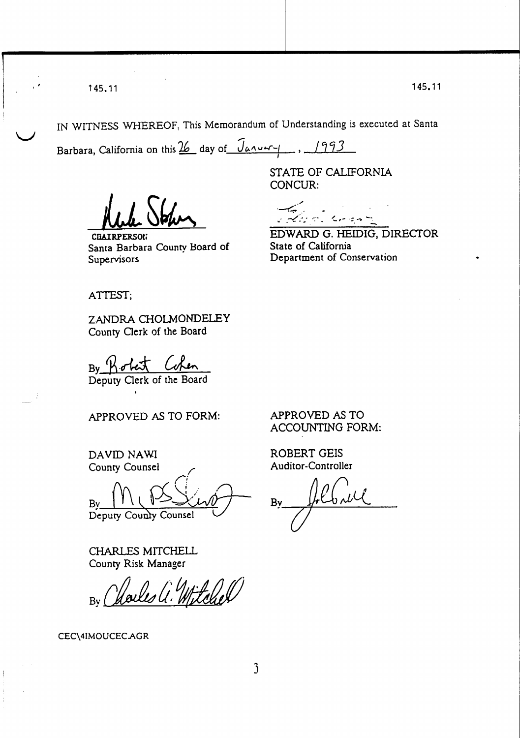IN WITNESS WHEREOF, This Memorandum of Understanding is executed at Santa Barbara, California on this 26 day of January, 1993

CHAIRPERSON
Santa Barbara County Board of Supervisors

STATE OF CALIFORNIA
CONCUR:

EDWARD G. HEIDIG, DIRECTOR
State of California
Department of Conservation

ATTEST;

ZANDRA CHOLMONDELEY
County Clerk of the Board

By Robert Cohen
Deputy Clerk of the Board

APPROVED AS TO FORM:

DAVID NAWI
County Counsel

By ______________
Deputy County Counsel

APPROVED AS TO ACCOUNTING FORM:

ROBERT GEIS
Auditor-Controller

By ______________

CHARLES MITCHELL
County Risk Manager

By Charles A. Mitchell

CEC\4IMOUCEC.AGR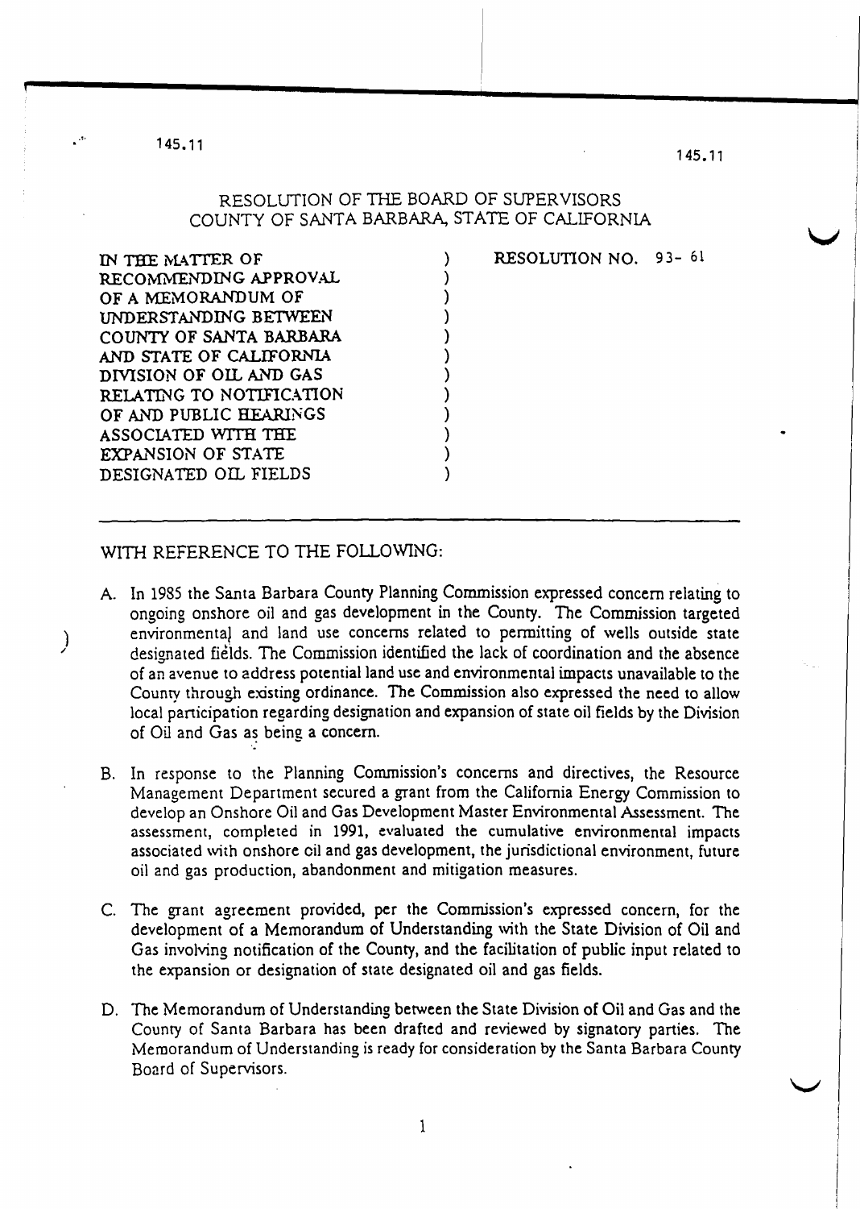# RESOLUTION OF THE BOARD OF SUPERVISORS
## COUNTY OF SANTA BARBARA, STATE OF CALIFORNIA

| | | |
|---|---|---|
| IN THE MATTER OF RECOMMENDING APPROVAL OF A MEMORANDUM OF UNDERSTANDING BETWEEN COUNTY OF SANTA BARBARA AND STATE OF CALIFORNIA DIVISION OF OIL AND GAS RELATING TO NOTIFICATION OF AND PUBLIC HEARINGS ASSOCIATED WITH THE EXPANSION OF STATE DESIGNATED OIL FIELDS | ) | RESOLUTION NO. 93- 61 |

---

WITH REFERENCE TO THE FOLLOWING:

A. In 1985 the Santa Barbara County Planning Commission expressed concern relating to ongoing onshore oil and gas development in the County. The Commission targeted environmental and land use concerns related to permitting of wells outside state designated fields. The Commission identified the lack of coordination and the absence of an avenue to address potential land use and environmental impacts unavailable to the County through existing ordinance. The Commission also expressed the need to allow local participation regarding designation and expansion of state oil fields by the Division of Oil and Gas as being a concern.

B. In response to the Planning Commission's concerns and directives, the Resource Management Department secured a grant from the California Energy Commission to develop an Onshore Oil and Gas Development Master Environmental Assessment. The assessment, completed in 1991, evaluated the cumulative environmental impacts associated with onshore oil and gas development, the jurisdictional environment, future oil and gas production, abandonment and mitigation measures.

C. The grant agreement provided, per the Commission's expressed concern, for the development of a Memorandum of Understanding with the State Division of Oil and Gas involving notification of the County, and the facilitation of public input related to the expansion or designation of state designated oil and gas fields.

D. The Memorandum of Understanding between the State Division of Oil and Gas and the County of Santa Barbara has been drafted and reviewed by signatory parties. The Memorandum of Understanding is ready for consideration by the Santa Barbara County Board of Supervisors.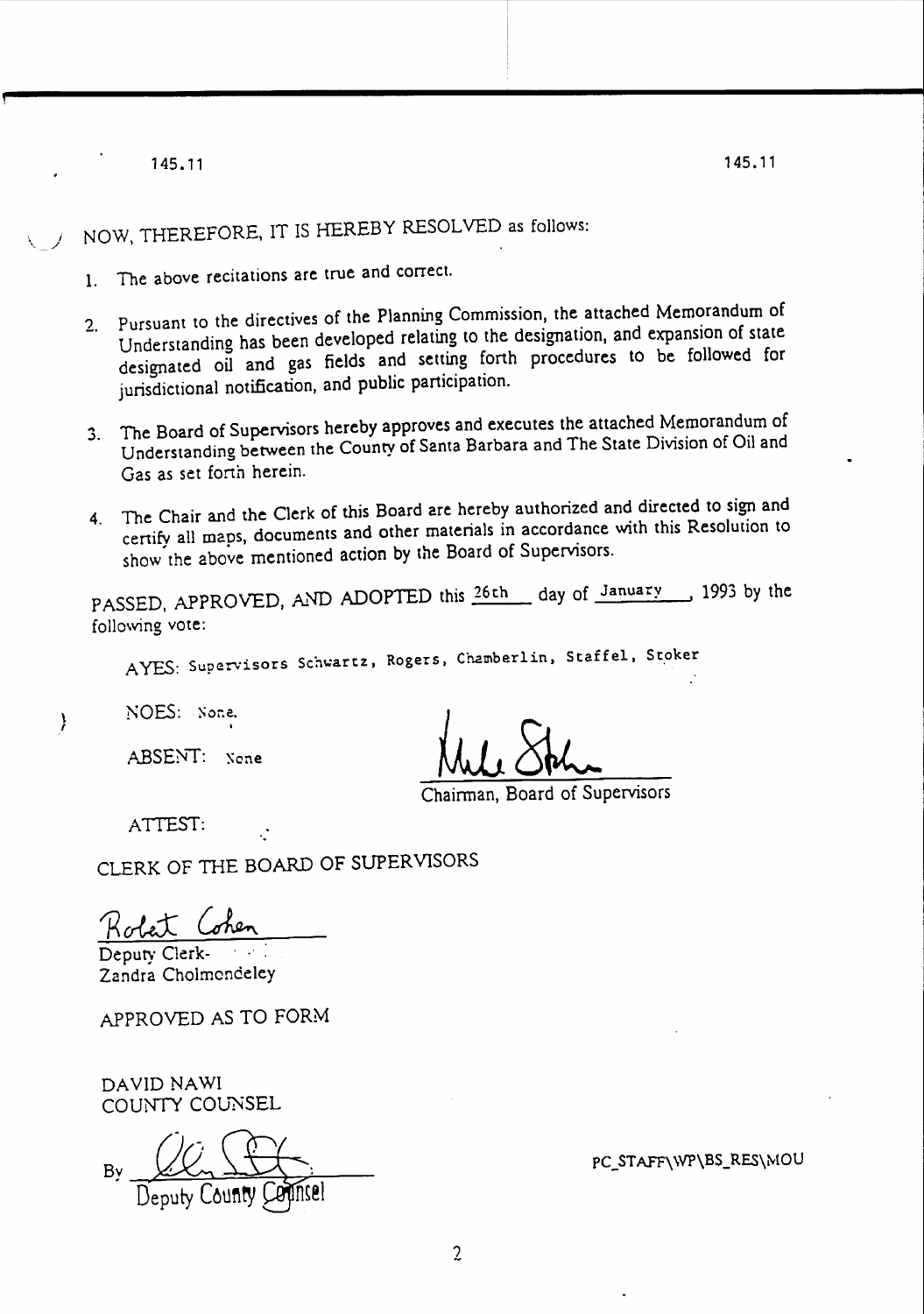NOW, THEREFORE, IT IS HEREBY RESOLVED as follows:

1. The above recitations are true and correct.

2. Pursuant to the directives of the Planning Commission, the attached Memorandum of Understanding has been developed relating to the designation, and expansion of state designated oil and gas fields and setting forth procedures to be followed for jurisdictional notification, and public participation.

3. The Board of Supervisors hereby approves and executes the attached Memorandum of Understanding between the County of Santa Barbara and The State Division of Oil and Gas as set forth herein.

4. The Chair and the Clerk of this Board are hereby authorized and directed to sign and certify all maps, documents and other materials in accordance with this Resolution to show the above mentioned action by the Board of Supervisors.

PASSED, APPROVED, AND ADOPTED this 26th day of January, 1993 by the following vote:

AYES: Supervisors Schwartz, Rogers, Chamberlin, Staffel, Stoker

NOES: None.

ABSENT: None

Chairman, Board of Supervisors

ATTEST:

CLERK OF THE BOARD OF SUPERVISORS

Deputy Clerk-
Zandra Cholmondeley

APPROVED AS TO FORM

DAVID NAWI
COUNTY COUNSEL

By
Deputy County Counsel

PC_STAFF\WP\BS_RES\MOU